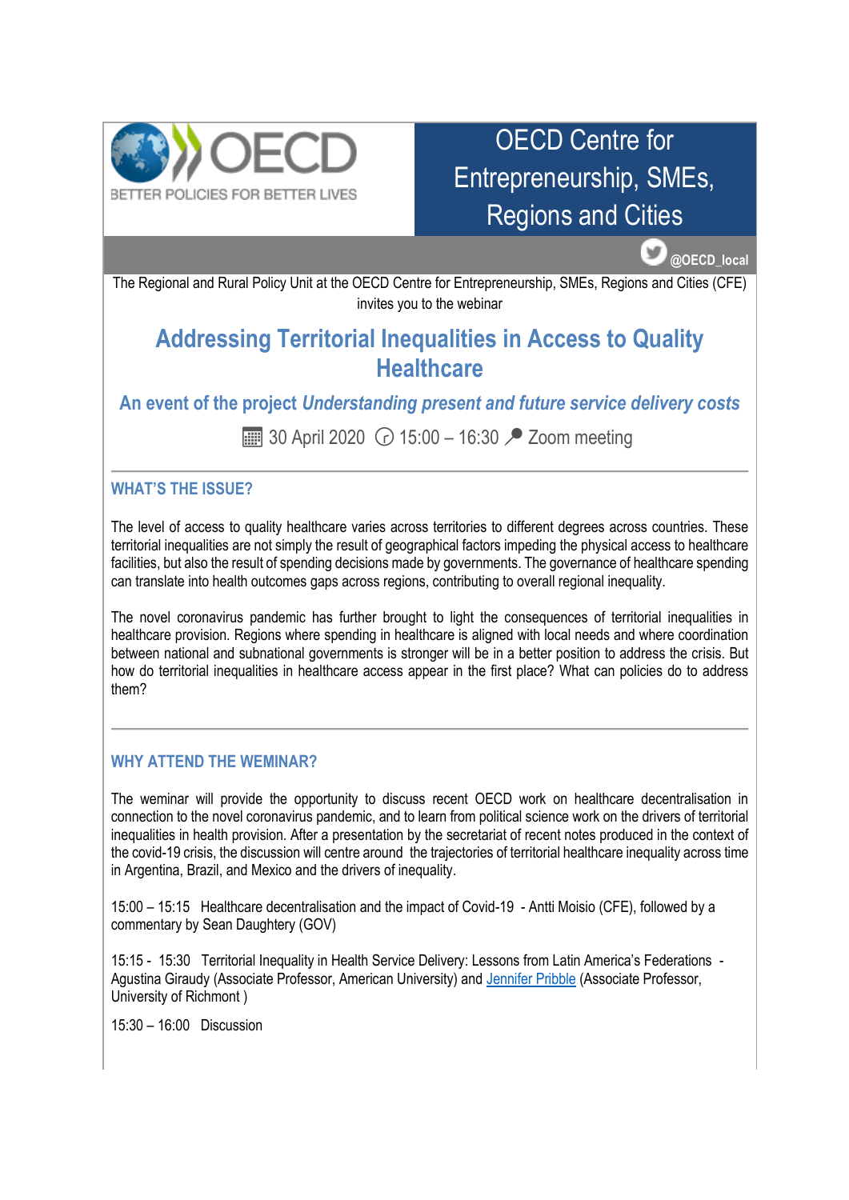OECD

BETTER POLICIES FOR BETTER LIVES

OECD Centre for Entrepreneurship, SMEs, Regions and Cities

@OECD_local

The Regional and Rural Policy Unit at the OECD Centre for Entrepreneurship, SMEs, Regions and Cities (CFE) invites you to the webinar

# Addressing Territorial Inequalities in Access to Quality Healthcare

## An event of the project *Understanding present and future service delivery costs*

30 April 2020 15:00 – 16:30 Zoom meeting

---

### WHAT'S THE ISSUE?

The level of access to quality healthcare varies across territories to different degrees across countries. These territorial inequalities are not simply the result of geographical factors impeding the physical access to healthcare facilities, but also the result of spending decisions made by governments. The governance of healthcare spending can translate into health outcomes gaps across regions, contributing to overall regional inequality.

The novel coronavirus pandemic has further brought to light the consequences of territorial inequalities in healthcare provision. Regions where spending in healthcare is aligned with local needs and where coordination between national and subnational governments is stronger will be in a better position to address the crisis. But how do territorial inequalities in healthcare access appear in the first place? What can policies do to address them?

---

### WHY ATTEND THE WEMINAR?

The weminar will provide the opportunity to discuss recent OECD work on healthcare decentralisation in connection to the novel coronavirus pandemic, and to learn from political science work on the drivers of territorial inequalities in health provision. After a presentation by the secretariat of recent notes produced in the context of the covid-19 crisis, the discussion will centre around the trajectories of territorial healthcare inequality across time in Argentina, Brazil, and Mexico and the drivers of inequality.

15:00 – 15:15 Healthcare decentralisation and the impact of Covid-19 - Antti Moisio (CFE), followed by a commentary by Sean Daughtery (GOV)

15:15 - 15:30 Territorial Inequality in Health Service Delivery: Lessons from Latin America's Federations - Agustina Giraudy (Associate Professor, American University) and Jennifer Pribble (Associate Professor, University of Richmont )

15:30 – 16:00 Discussion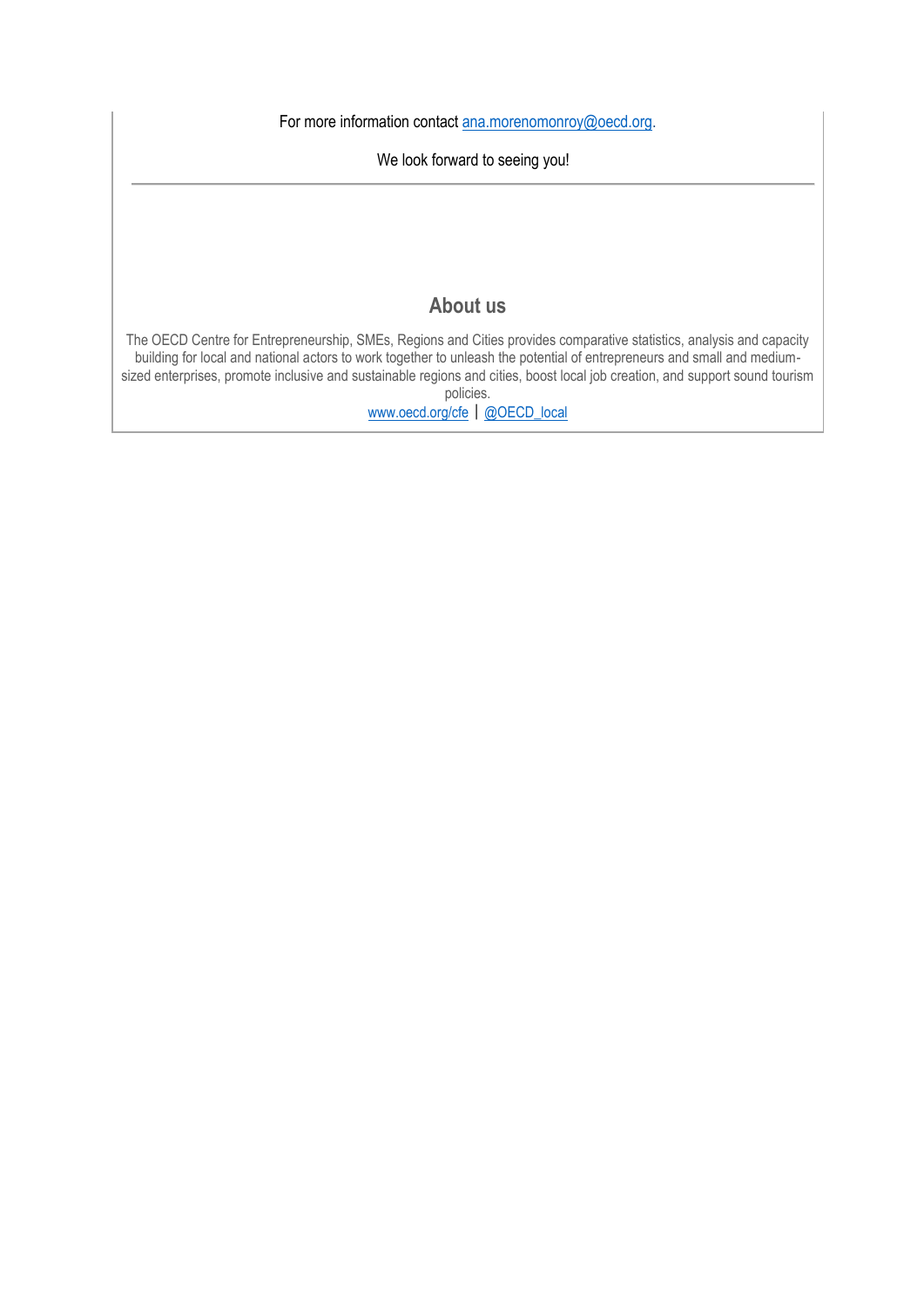For more information contact ana.morenomonroy@oecd.org.

We look forward to seeing you!

---

## About us

The OECD Centre for Entrepreneurship, SMEs, Regions and Cities provides comparative statistics, analysis and capacity building for local and national actors to work together to unleash the potential of entrepreneurs and small and medium-sized enterprises, promote inclusive and sustainable regions and cities, boost local job creation, and support sound tourism policies.

www.oecd.org/cfe | @OECD_local